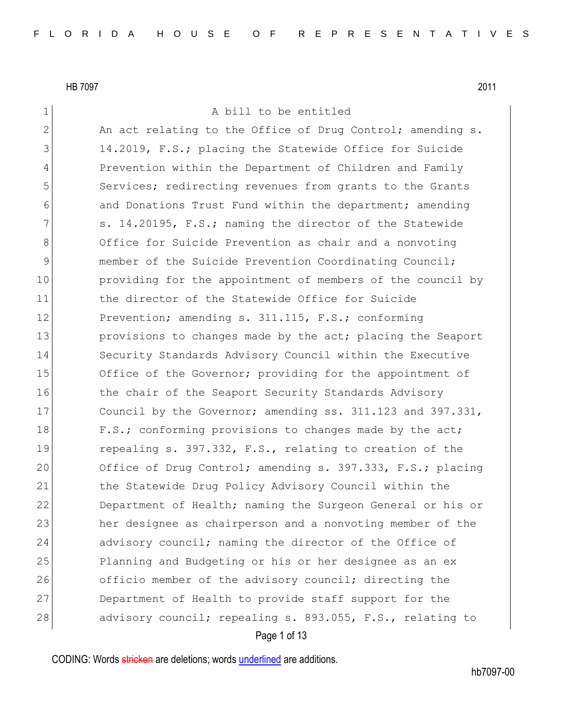HB 7097 2011

A bill to be entitled

An act relating to the Office of Drug Control; amending s. 14.2019, F.S.; placing the Statewide Office for Suicide Prevention within the Department of Children and Family Services; redirecting revenues from grants to the Grants and Donations Trust Fund within the department; amending s. 14.20195, F.S.; naming the director of the Statewide Office for Suicide Prevention as chair and a nonvoting member of the Suicide Prevention Coordinating Council; providing for the appointment of members of the council by the director of the Statewide Office for Suicide Prevention; amending s. 311.115, F.S.; conforming provisions to changes made by the act; placing the Seaport Security Standards Advisory Council within the Executive Office of the Governor; providing for the appointment of the chair of the Seaport Security Standards Advisory Council by the Governor; amending ss. 311.123 and 397.331, F.S.; conforming provisions to changes made by the act; repealing s. 397.332, F.S., relating to creation of the Office of Drug Control; amending s. 397.333, F.S.; placing the Statewide Drug Policy Advisory Council within the Department of Health; naming the Surgeon General or his or her designee as chairperson and a nonvoting member of the advisory council; naming the director of the Office of Planning and Budgeting or his or her designee as an ex officio member of the advisory council; directing the Department of Health to provide staff support for the advisory council; repealing s. 893.055, F.S., relating to

CODING: Words stricken are deletions; words underlined are additions.

hb7097-00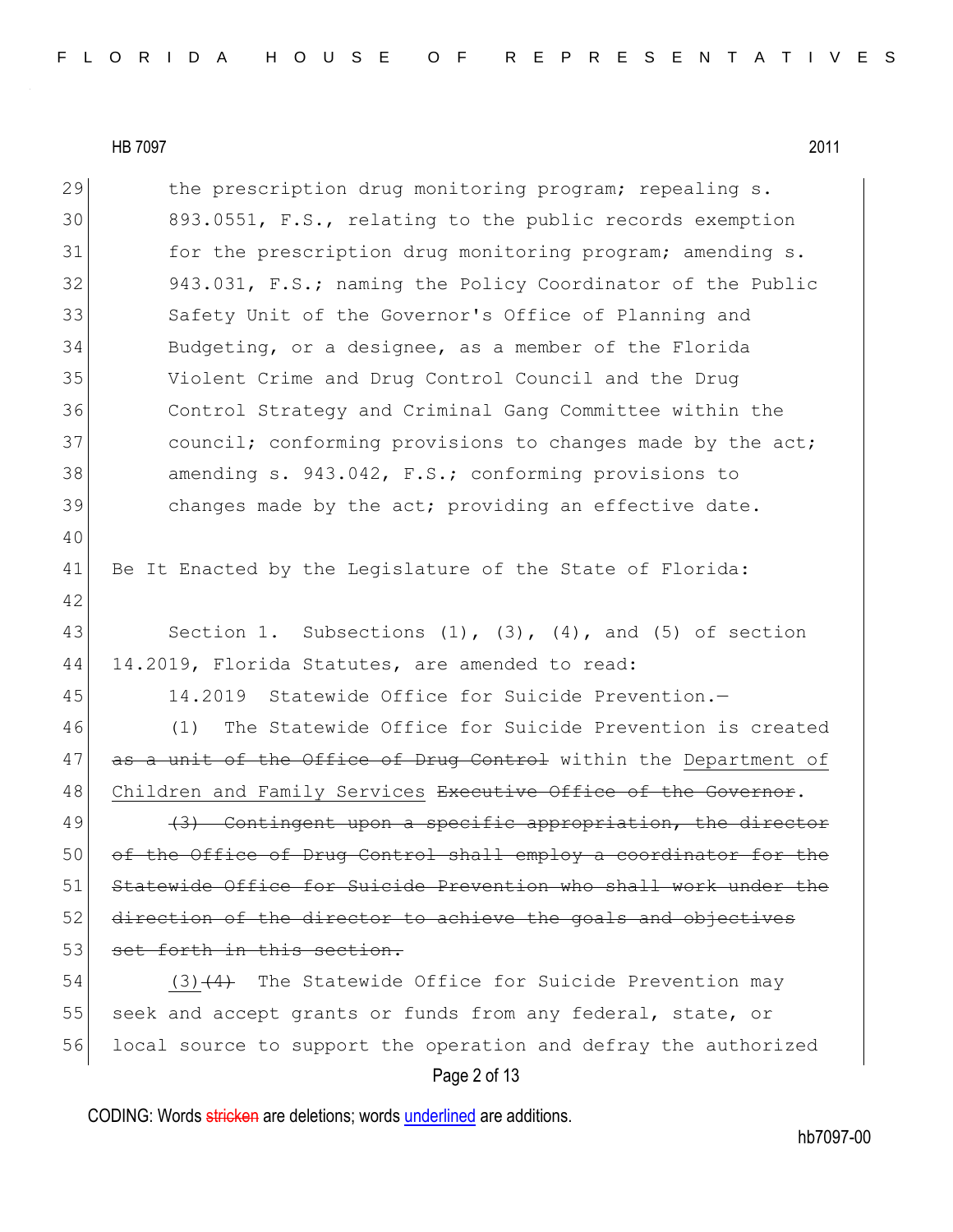29 the prescription drug monitoring program; repealing s.
30 893.0551, F.S., relating to the public records exemption
31 for the prescription drug monitoring program; amending s.
32 943.031, F.S.; naming the Policy Coordinator of the Public
33 Safety Unit of the Governor's Office of Planning and
34 Budgeting, or a designee, as a member of the Florida
35 Violent Crime and Drug Control Council and the Drug
36 Control Strategy and Criminal Gang Committee within the
37 council; conforming provisions to changes made by the act;
38 amending s. 943.042, F.S.; conforming provisions to
39 changes made by the act; providing an effective date.

40

41 Be It Enacted by the Legislature of the State of Florida:

42

43 Section 1. Subsections (1), (3), (4), and (5) of section
44 14.2019, Florida Statutes, are amended to read:

45 14.2019 Statewide Office for Suicide Prevention.—

46 (1) The Statewide Office for Suicide Prevention is created
47 ~~as a unit of the Office of Drug Control~~ within the <u>Department of</u>
48 <u>Children and Family Services</u> ~~Executive Office of the Governor~~.

49 ~~(3) Contingent upon a specific appropriation, the director~~
50 ~~of the Office of Drug Control shall employ a coordinator for the~~
51 ~~Statewide Office for Suicide Prevention who shall work under the~~
52 ~~direction of the director to achieve the goals and objectives~~
53 ~~set forth in this section.~~

54 <u>(3)</u>~~(4)~~ The Statewide Office for Suicide Prevention may
55 seek and accept grants or funds from any federal, state, or
56 local source to support the operation and defray the authorized

CODING: Words ~~stricken~~ are deletions; words <u>underlined</u> are additions.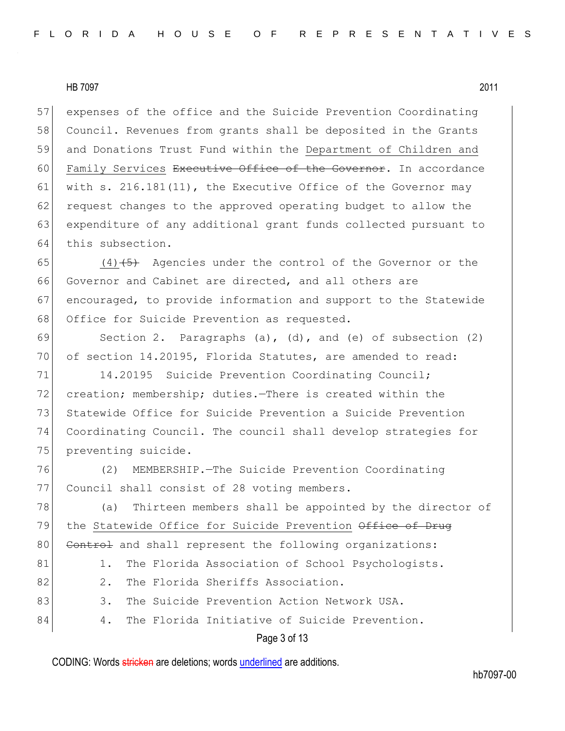expenses of the office and the Suicide Prevention Coordinating Council. Revenues from grants shall be deposited in the Grants and Donations Trust Fund within the <u>Department of Children and Family Services</u> ~~Executive Office of the Governor~~. In accordance with s. 216.181(11), the Executive Office of the Governor may request changes to the approved operating budget to allow the expenditure of any additional grant funds collected pursuant to this subsection.

<u>(4)</u>~~(5)~~ Agencies under the control of the Governor or the Governor and Cabinet are directed, and all others are encouraged, to provide information and support to the Statewide Office for Suicide Prevention as requested.

Section 2. Paragraphs (a), (d), and (e) of subsection (2) of section 14.20195, Florida Statutes, are amended to read:

14.20195 Suicide Prevention Coordinating Council; creation; membership; duties.—There is created within the Statewide Office for Suicide Prevention a Suicide Prevention Coordinating Council. The council shall develop strategies for preventing suicide.

(2) MEMBERSHIP.—The Suicide Prevention Coordinating Council shall consist of 28 voting members.

(a) Thirteen members shall be appointed by the director of the <u>Statewide Office for Suicide Prevention</u> ~~Office of Drug Control~~ and shall represent the following organizations:

1. The Florida Association of School Psychologists.

2. The Florida Sheriffs Association.

3. The Suicide Prevention Action Network USA.

4. The Florida Initiative of Suicide Prevention.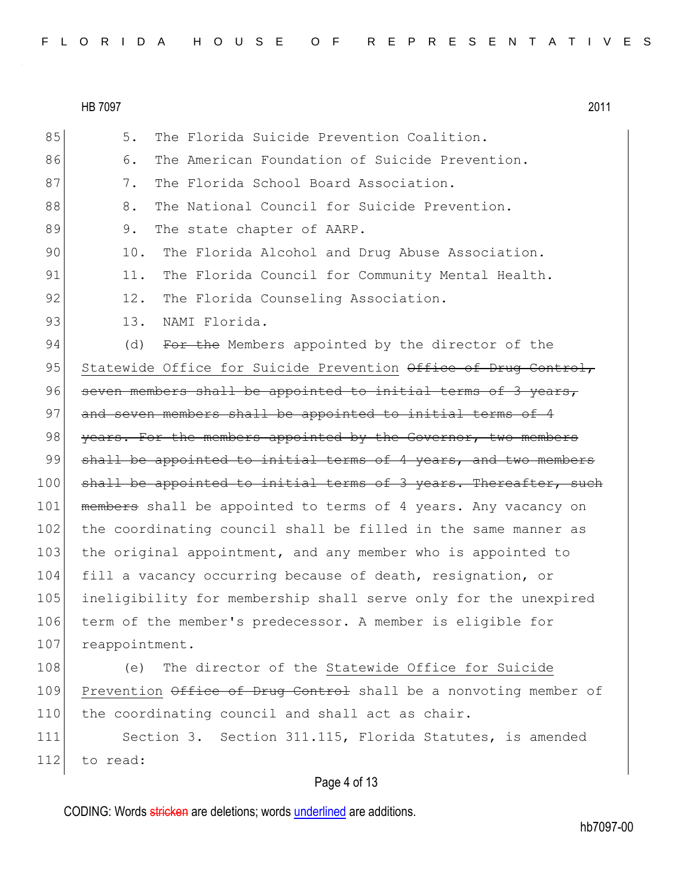5. The Florida Suicide Prevention Coalition.

6. The American Foundation of Suicide Prevention.

7. The Florida School Board Association.

8. The National Council for Suicide Prevention.

9. The state chapter of AARP.

10. The Florida Alcohol and Drug Abuse Association.

11. The Florida Council for Community Mental Health.

12. The Florida Counseling Association.

13. NAMI Florida.

(d) ~~For the~~ Members appointed by the director of the <u>Statewide Office for Suicide Prevention</u> ~~Office of Drug Control, seven members shall be appointed to initial terms of 3 years, and seven members shall be appointed to initial terms of 4 years. For the members appointed by the Governor, two members shall be appointed to initial terms of 4 years, and two members shall be appointed to initial terms of 3 years. Thereafter, such members~~ shall be appointed to terms of 4 years. Any vacancy on the coordinating council shall be filled in the same manner as the original appointment, and any member who is appointed to fill a vacancy occurring because of death, resignation, or ineligibility for membership shall serve only for the unexpired term of the member's predecessor. A member is eligible for reappointment.

(e) The director of the <u>Statewide Office for Suicide Prevention</u> ~~Office of Drug Control~~ shall be a nonvoting member of the coordinating council and shall act as chair.

Section 3. Section 311.115, Florida Statutes, is amended to read:

CODING: Words ~~stricken~~ are deletions; words <u>underlined</u> are additions.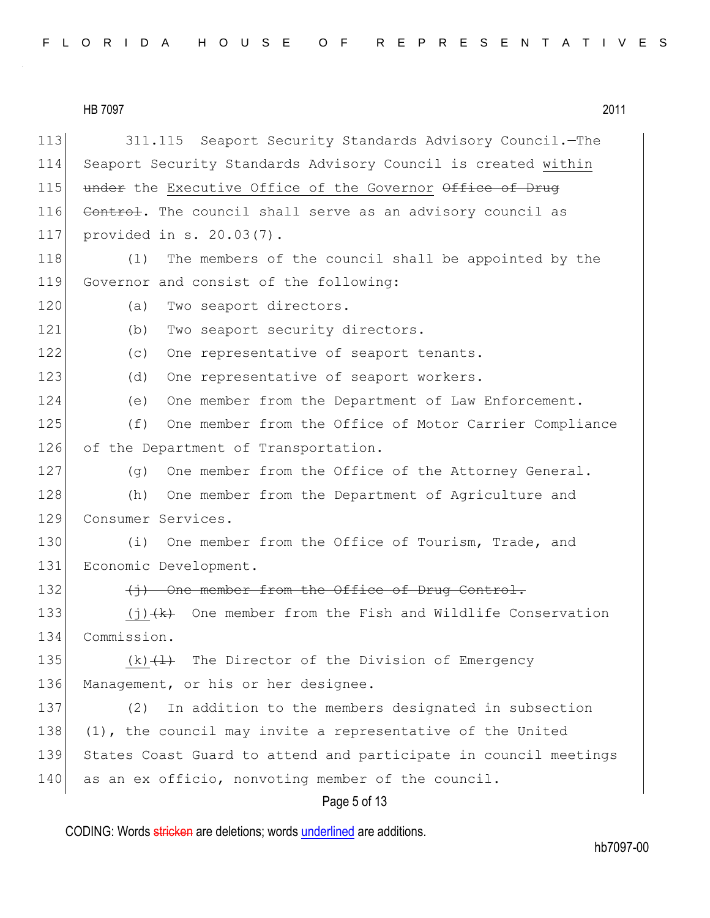311.115 Seaport Security Standards Advisory Council.—The Seaport Security Standards Advisory Council is created <u>within</u> ~~under~~ the <u>Executive Office of the Governor</u> ~~Office of Drug Control~~. The council shall serve as an advisory council as provided in s. 20.03(7).

(1) The members of the council shall be appointed by the Governor and consist of the following:

(a) Two seaport directors.

(b) Two seaport security directors.

(c) One representative of seaport tenants.

(d) One representative of seaport workers.

(e) One member from the Department of Law Enforcement.

(f) One member from the Office of Motor Carrier Compliance of the Department of Transportation.

(g) One member from the Office of the Attorney General.

(h) One member from the Department of Agriculture and Consumer Services.

(i) One member from the Office of Tourism, Trade, and Economic Development.

~~(j) One member from the Office of Drug Control.~~

<u>(j)</u>~~(k)~~ One member from the Fish and Wildlife Conservation Commission.

<u>(k)</u>~~(l)~~ The Director of the Division of Emergency Management, or his or her designee.

(2) In addition to the members designated in subsection (1), the council may invite a representative of the United States Coast Guard to attend and participate in council meetings as an ex officio, nonvoting member of the council.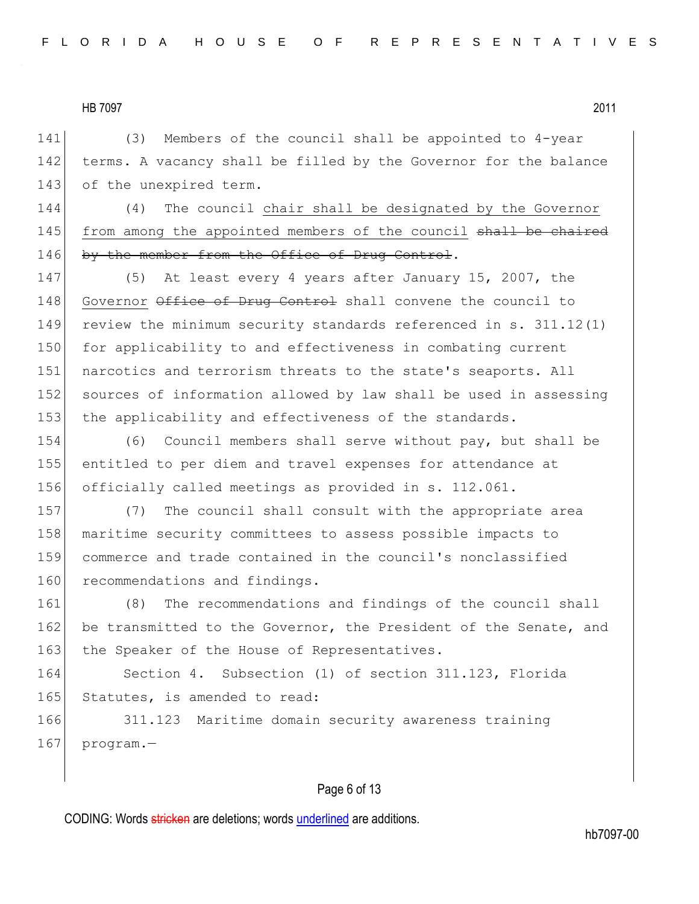(3) Members of the council shall be appointed to 4-year terms. A vacancy shall be filled by the Governor for the balance of the unexpired term.

(4) The council <u>chair shall be designated by the Governor from among the appointed members of the council</u> ~~shall be chaired by the member from the Office of Drug Control~~.

(5) At least every 4 years after January 15, 2007, the <u>Governor</u> ~~Office of Drug Control~~ shall convene the council to review the minimum security standards referenced in s. 311.12(1) for applicability to and effectiveness in combating current narcotics and terrorism threats to the state's seaports. All sources of information allowed by law shall be used in assessing the applicability and effectiveness of the standards.

(6) Council members shall serve without pay, but shall be entitled to per diem and travel expenses for attendance at officially called meetings as provided in s. 112.061.

(7) The council shall consult with the appropriate area maritime security committees to assess possible impacts to commerce and trade contained in the council's nonclassified recommendations and findings.

(8) The recommendations and findings of the council shall be transmitted to the Governor, the President of the Senate, and the Speaker of the House of Representatives.

Section 4. Subsection (1) of section 311.123, Florida Statutes, is amended to read:

311.123 Maritime domain security awareness training program.—

CODING: Words ~~stricken~~ are deletions; words <u>underlined</u> are additions.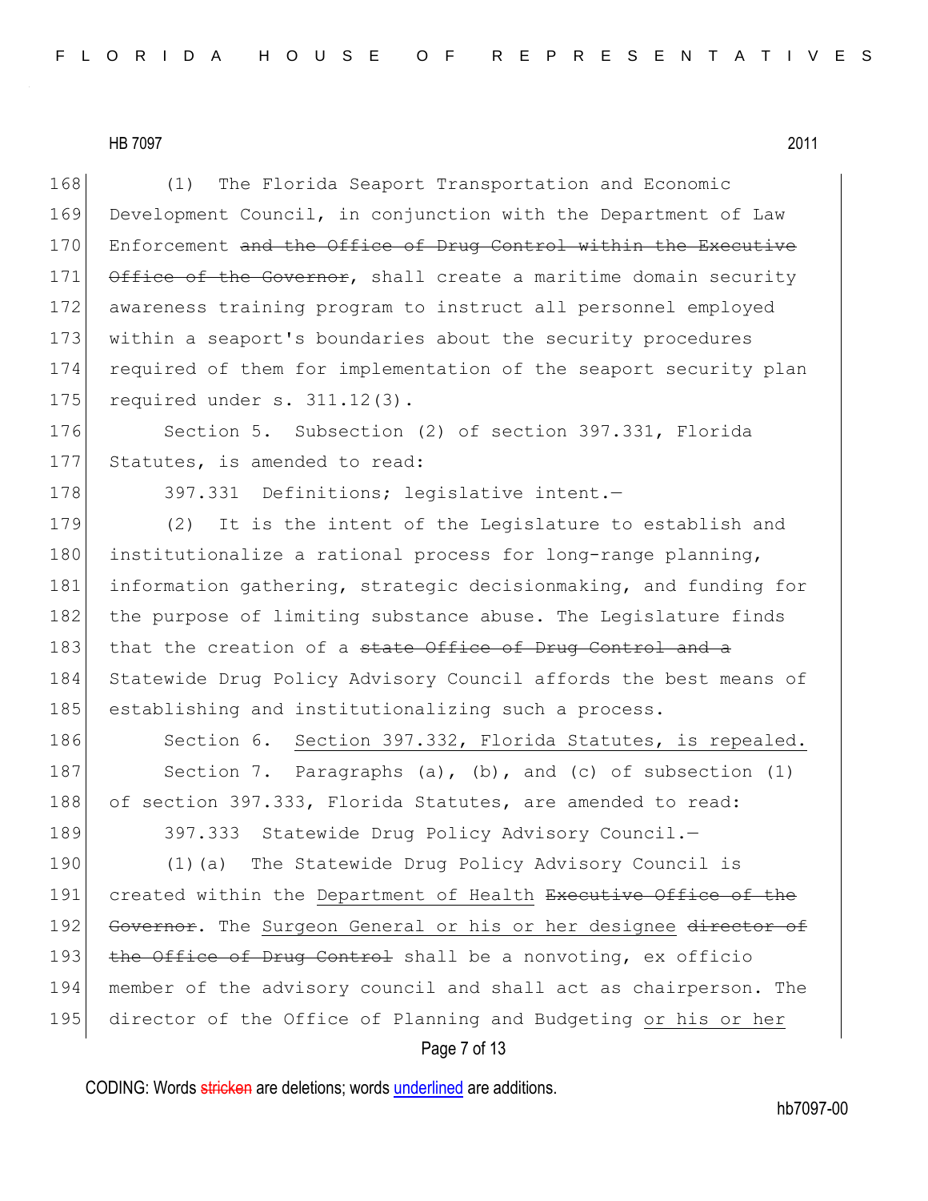(1) The Florida Seaport Transportation and Economic Development Council, in conjunction with the Department of Law Enforcement ~~and the Office of Drug Control within the Executive Office of the Governor~~, shall create a maritime domain security awareness training program to instruct all personnel employed within a seaport's boundaries about the security procedures required of them for implementation of the seaport security plan required under s. 311.12(3).

Section 5. Subsection (2) of section 397.331, Florida Statutes, is amended to read:

397.331 Definitions; legislative intent.—

(2) It is the intent of the Legislature to establish and institutionalize a rational process for long-range planning, information gathering, strategic decisionmaking, and funding for the purpose of limiting substance abuse. The Legislature finds that the creation of a ~~state Office of Drug Control and a~~ Statewide Drug Policy Advisory Council affords the best means of establishing and institutionalizing such a process.

Section 6. <u>Section 397.332, Florida Statutes, is repealed.</u>

Section 7. Paragraphs (a), (b), and (c) of subsection (1) of section 397.333, Florida Statutes, are amended to read:

397.333 Statewide Drug Policy Advisory Council.—

(1)(a) The Statewide Drug Policy Advisory Council is created within the <u>Department of Health</u> ~~Executive Office of the Governor~~. The <u>Surgeon General or his or her designee</u> ~~director of the Office of Drug Control~~ shall be a nonvoting, ex officio member of the advisory council and shall act as chairperson. The director of the Office of Planning and Budgeting <u>or his or her</u>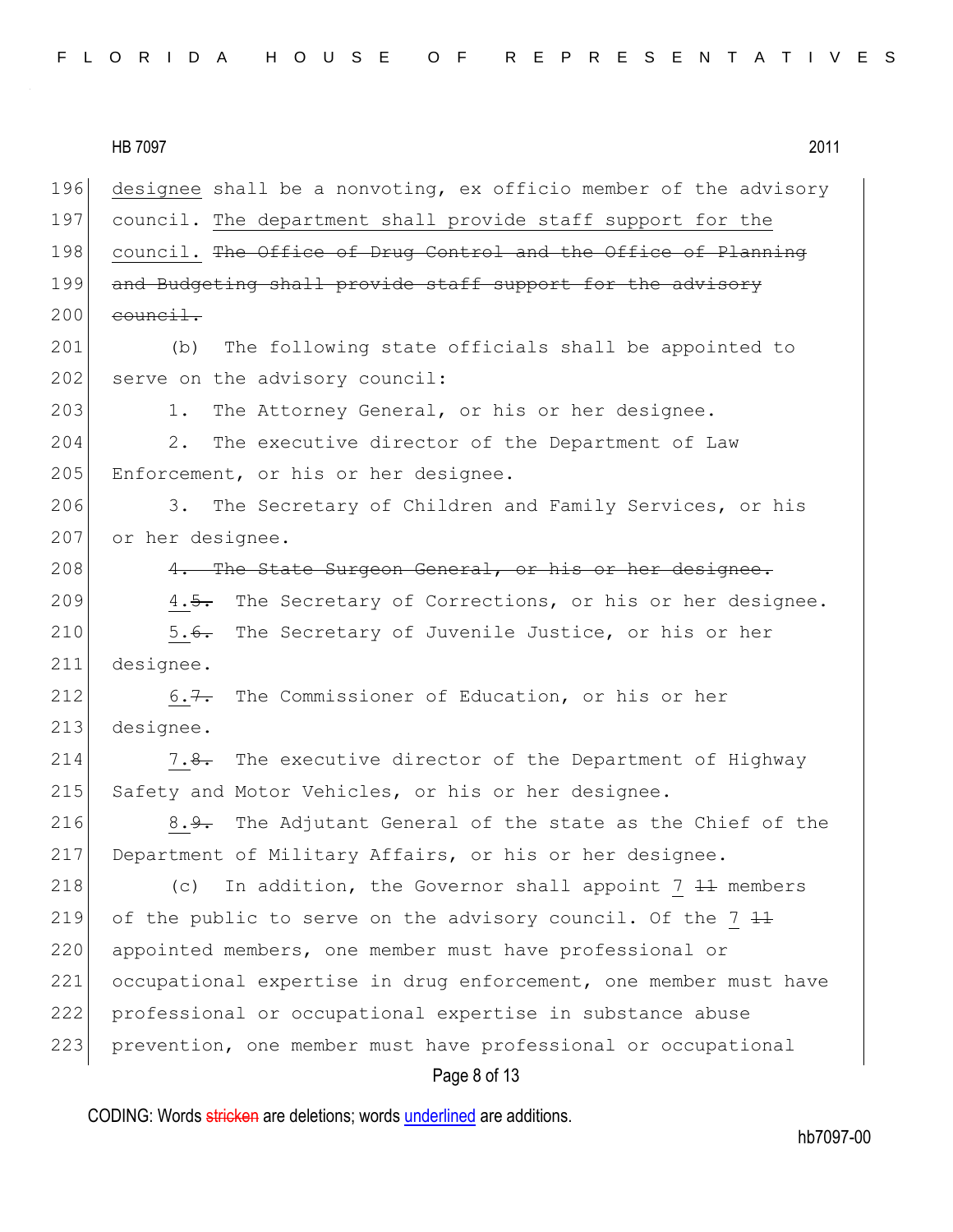designee shall be a nonvoting, ex officio member of the advisory council. The department shall provide staff support for the council. ~~The Office of Drug Control and the Office of Planning and Budgeting shall provide staff support for the advisory council.~~

(b) The following state officials shall be appointed to serve on the advisory council:

1. The Attorney General, or his or her designee.

2. The executive director of the Department of Law Enforcement, or his or her designee.

3. The Secretary of Children and Family Services, or his or her designee.

~~4. The State Surgeon General, or his or her designee.~~

4.~~5.~~ The Secretary of Corrections, or his or her designee.

5.~~6.~~ The Secretary of Juvenile Justice, or his or her designee.

6.~~7.~~ The Commissioner of Education, or his or her designee.

7.~~8.~~ The executive director of the Department of Highway Safety and Motor Vehicles, or his or her designee.

8.~~9.~~ The Adjutant General of the state as the Chief of the Department of Military Affairs, or his or her designee.

(c) In addition, the Governor shall appoint 7 ~~11~~ members of the public to serve on the advisory council. Of the 7 ~~11~~ appointed members, one member must have professional or occupational expertise in drug enforcement, one member must have professional or occupational expertise in substance abuse prevention, one member must have professional or occupational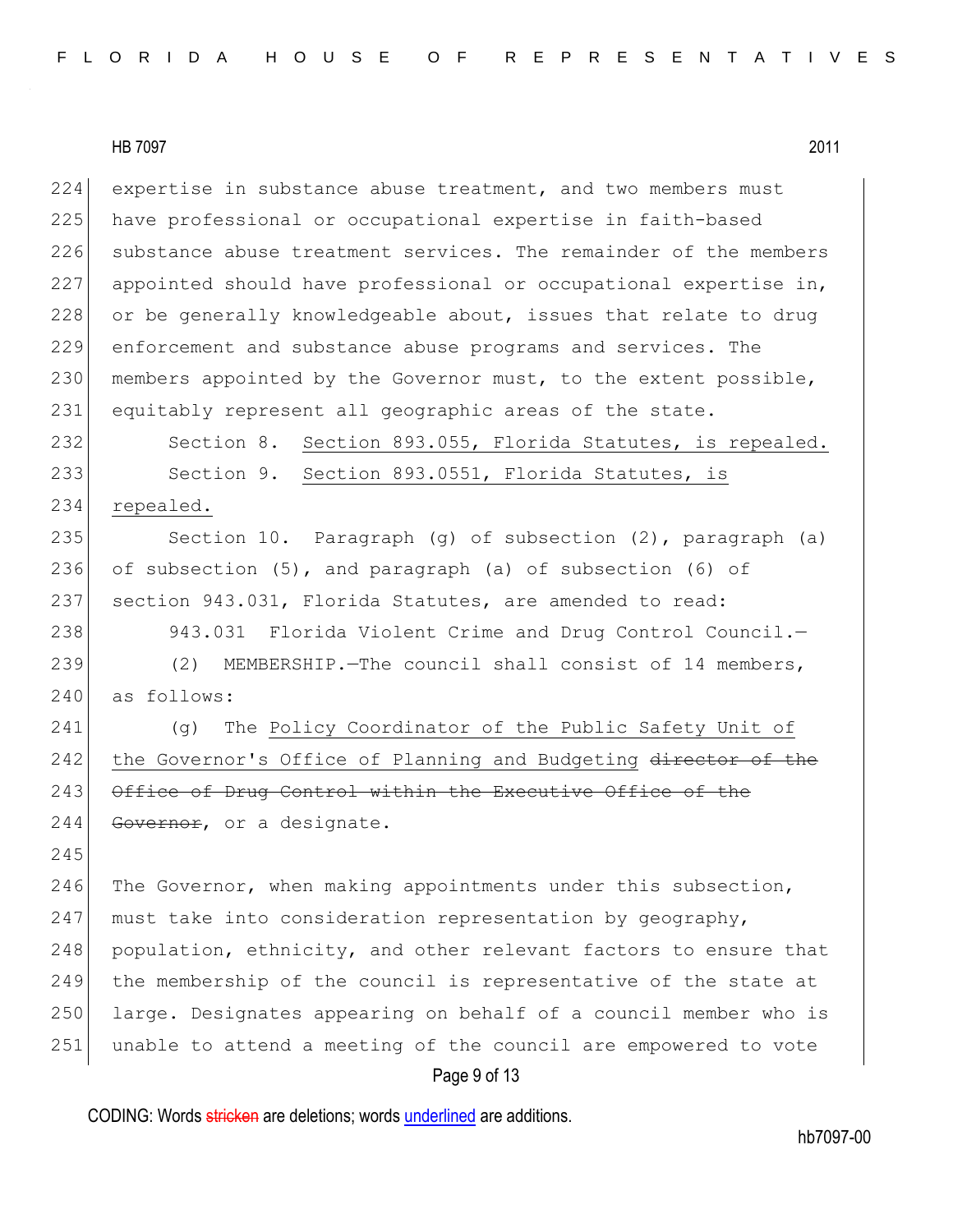expertise in substance abuse treatment, and two members must have professional or occupational expertise in faith-based substance abuse treatment services. The remainder of the members appointed should have professional or occupational expertise in, or be generally knowledgeable about, issues that relate to drug enforcement and substance abuse programs and services. The members appointed by the Governor must, to the extent possible, equitably represent all geographic areas of the state.

Section 8. <u>Section 893.055, Florida Statutes, is repealed.</u>

Section 9. <u>Section 893.0551, Florida Statutes, is repealed.</u>

Section 10. Paragraph (g) of subsection (2), paragraph (a) of subsection (5), and paragraph (a) of subsection (6) of section 943.031, Florida Statutes, are amended to read:

943.031 Florida Violent Crime and Drug Control Council.—

(2) MEMBERSHIP.—The council shall consist of 14 members, as follows:

(g) The <u>Policy Coordinator of the Public Safety Unit of the Governor's Office of Planning and Budgeting</u> ~~director of the Office of Drug Control within the Executive Office of the Governor~~, or a designate.

The Governor, when making appointments under this subsection, must take into consideration representation by geography, population, ethnicity, and other relevant factors to ensure that the membership of the council is representative of the state at large. Designates appearing on behalf of a council member who is unable to attend a meeting of the council are empowered to vote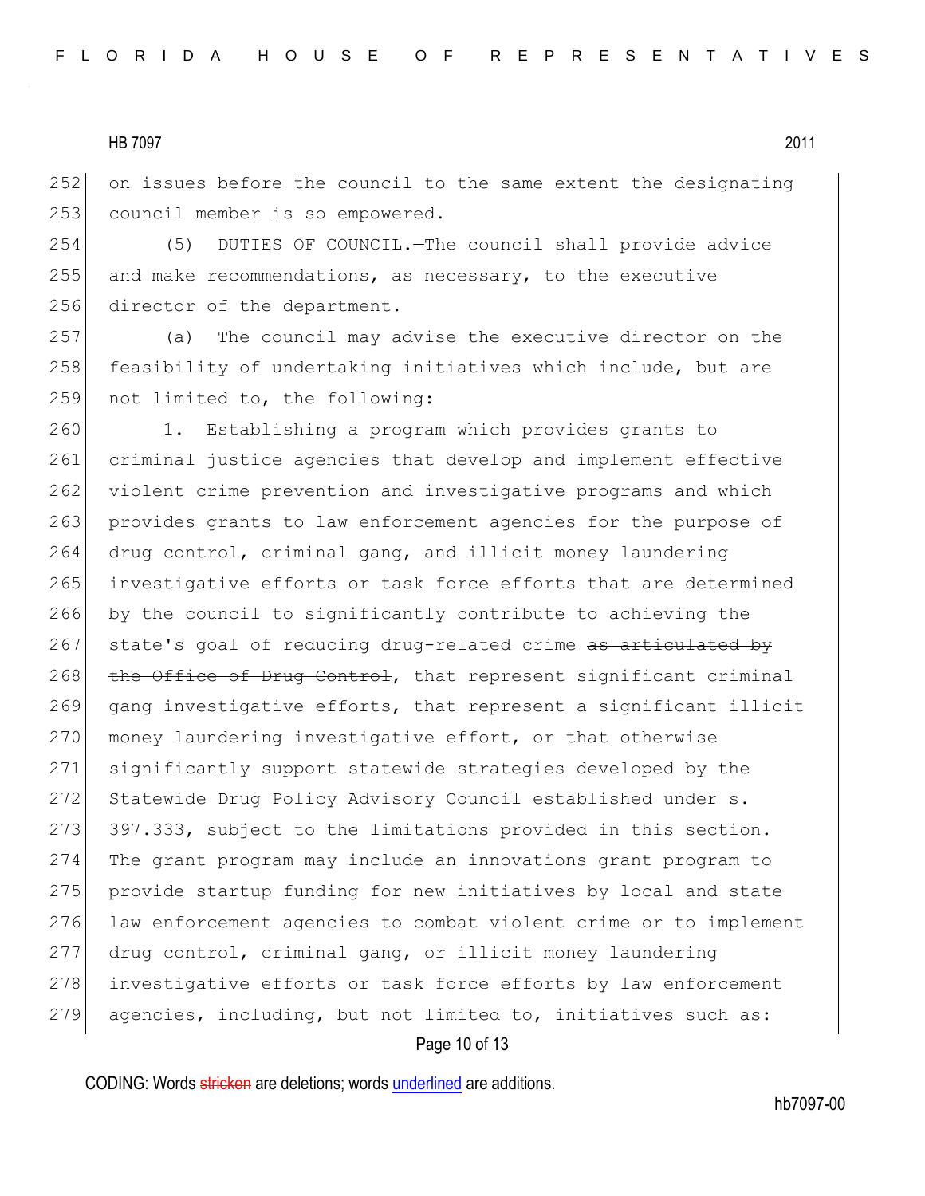on issues before the council to the same extent the designating council member is so empowered.

(5) DUTIES OF COUNCIL.—The council shall provide advice and make recommendations, as necessary, to the executive director of the department.

(a) The council may advise the executive director on the feasibility of undertaking initiatives which include, but are not limited to, the following:

1. Establishing a program which provides grants to criminal justice agencies that develop and implement effective violent crime prevention and investigative programs and which provides grants to law enforcement agencies for the purpose of drug control, criminal gang, and illicit money laundering investigative efforts or task force efforts that are determined by the council to significantly contribute to achieving the state's goal of reducing drug-related crime ~~as articulated by the Office of Drug Control~~, that represent significant criminal gang investigative efforts, that represent a significant illicit money laundering investigative effort, or that otherwise significantly support statewide strategies developed by the Statewide Drug Policy Advisory Council established under s. 397.333, subject to the limitations provided in this section. The grant program may include an innovations grant program to provide startup funding for new initiatives by local and state law enforcement agencies to combat violent crime or to implement drug control, criminal gang, or illicit money laundering investigative efforts or task force efforts by law enforcement agencies, including, but not limited to, initiatives such as: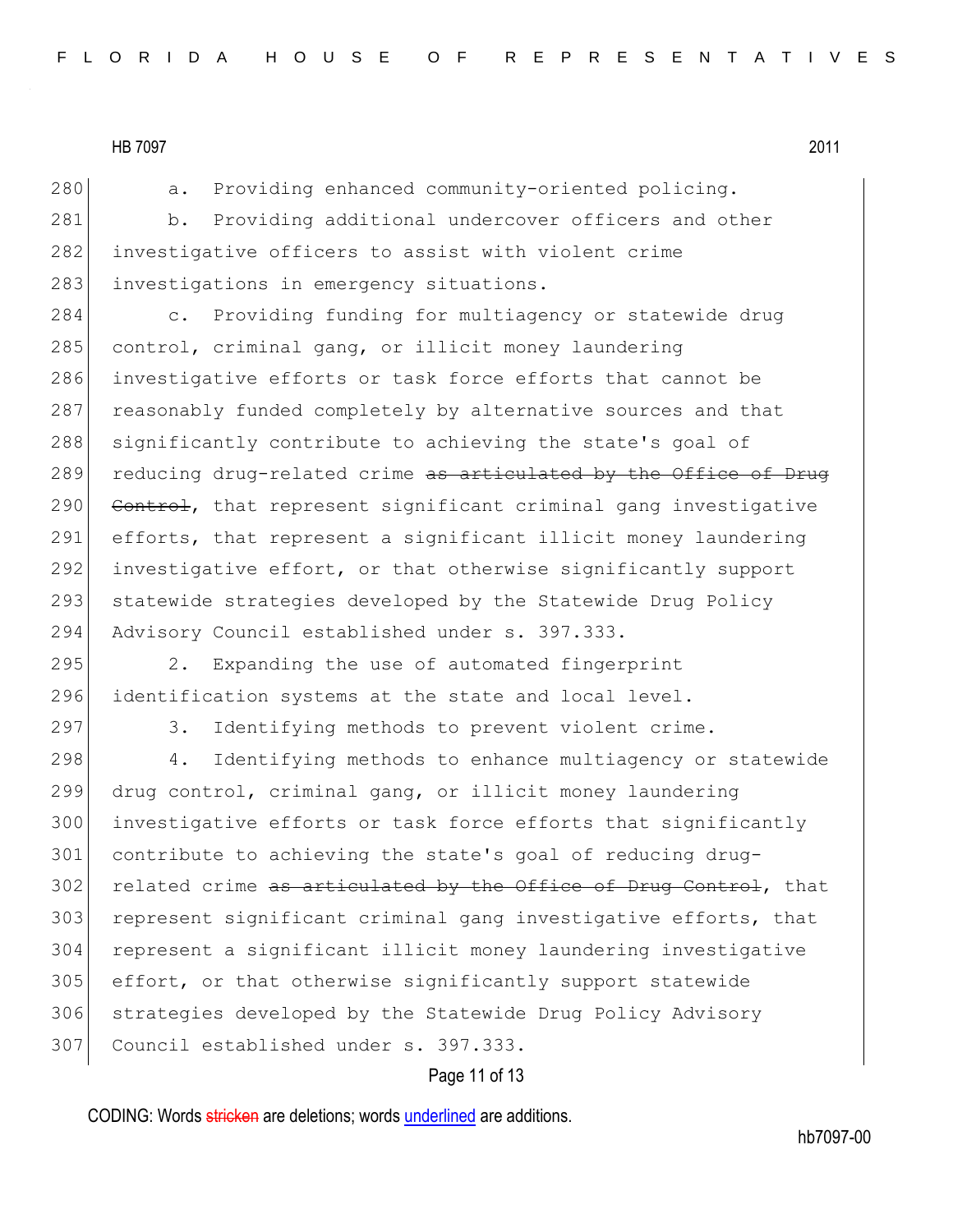280 a. Providing enhanced community-oriented policing.

281 b. Providing additional undercover officers and other
282 investigative officers to assist with violent crime
283 investigations in emergency situations.

284 c. Providing funding for multiagency or statewide drug
285 control, criminal gang, or illicit money laundering
286 investigative efforts or task force efforts that cannot be
287 reasonably funded completely by alternative sources and that
288 significantly contribute to achieving the state's goal of
289 reducing drug-related crime ~~as articulated by the Office of Drug~~
290 ~~Control~~, that represent significant criminal gang investigative
291 efforts, that represent a significant illicit money laundering
292 investigative effort, or that otherwise significantly support
293 statewide strategies developed by the Statewide Drug Policy
294 Advisory Council established under s. 397.333.

295 2. Expanding the use of automated fingerprint
296 identification systems at the state and local level.

297 3. Identifying methods to prevent violent crime.

298 4. Identifying methods to enhance multiagency or statewide
299 drug control, criminal gang, or illicit money laundering
300 investigative efforts or task force efforts that significantly
301 contribute to achieving the state's goal of reducing drug-
302 related crime ~~as articulated by the Office of Drug Control~~, that
303 represent significant criminal gang investigative efforts, that
304 represent a significant illicit money laundering investigative
305 effort, or that otherwise significantly support statewide
306 strategies developed by the Statewide Drug Policy Advisory
307 Council established under s. 397.333.

CODING: Words ~~stricken~~ are deletions; words underlined are additions.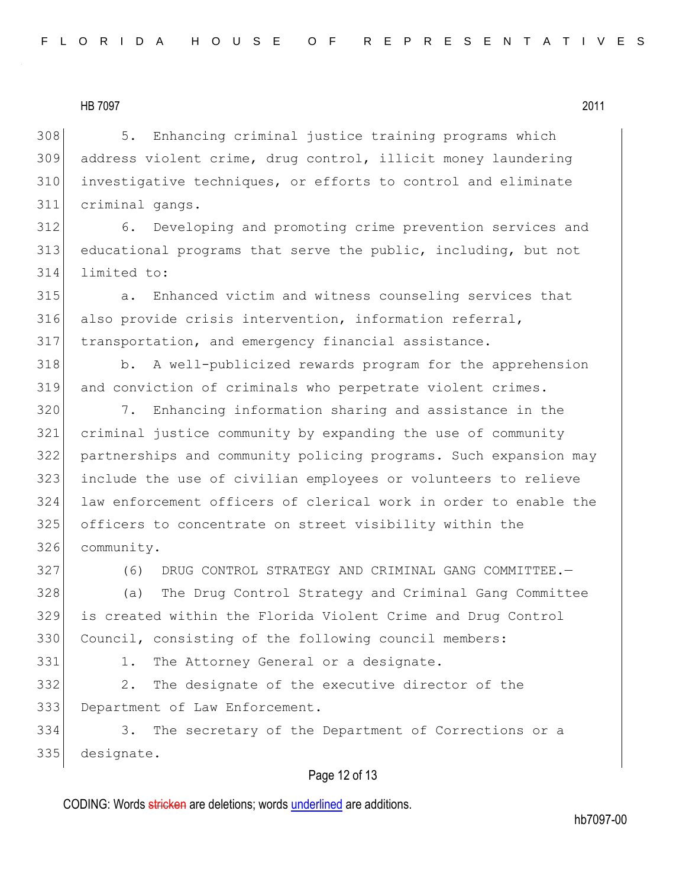5. Enhancing criminal justice training programs which address violent crime, drug control, illicit money laundering investigative techniques, or efforts to control and eliminate criminal gangs.

6. Developing and promoting crime prevention services and educational programs that serve the public, including, but not limited to:

a. Enhanced victim and witness counseling services that also provide crisis intervention, information referral, transportation, and emergency financial assistance.

b. A well-publicized rewards program for the apprehension and conviction of criminals who perpetrate violent crimes.

7. Enhancing information sharing and assistance in the criminal justice community by expanding the use of community partnerships and community policing programs. Such expansion may include the use of civilian employees or volunteers to relieve law enforcement officers of clerical work in order to enable the officers to concentrate on street visibility within the community.

(6) DRUG CONTROL STRATEGY AND CRIMINAL GANG COMMITTEE.—

(a) The Drug Control Strategy and Criminal Gang Committee is created within the Florida Violent Crime and Drug Control Council, consisting of the following council members:

1. The Attorney General or a designate.

2. The designate of the executive director of the Department of Law Enforcement.

3. The secretary of the Department of Corrections or a designate.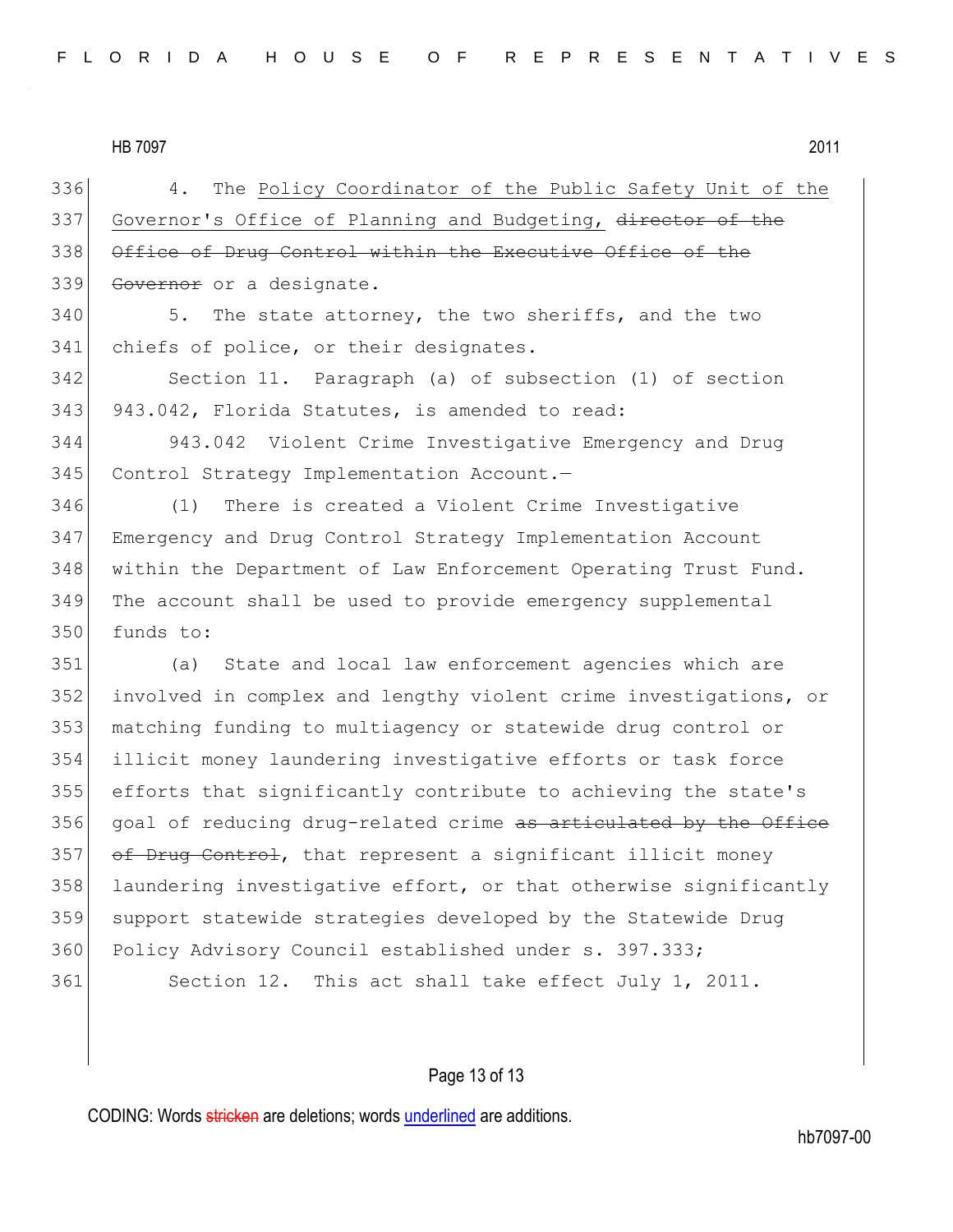4. The <u>Policy Coordinator of the Public Safety Unit of the Governor's Office of Planning and Budgeting,</u> ~~director of the Office of Drug Control within the Executive Office of the Governor~~ or a designate.

5. The state attorney, the two sheriffs, and the two chiefs of police, or their designates.

Section 11. Paragraph (a) of subsection (1) of section 943.042, Florida Statutes, is amended to read:

943.042 Violent Crime Investigative Emergency and Drug Control Strategy Implementation Account.—

(1) There is created a Violent Crime Investigative Emergency and Drug Control Strategy Implementation Account within the Department of Law Enforcement Operating Trust Fund. The account shall be used to provide emergency supplemental funds to:

(a) State and local law enforcement agencies which are involved in complex and lengthy violent crime investigations, or matching funding to multiagency or statewide drug control or illicit money laundering investigative efforts or task force efforts that significantly contribute to achieving the state's goal of reducing drug-related crime ~~as articulated by the Office of Drug Control~~, that represent a significant illicit money laundering investigative effort, or that otherwise significantly support statewide strategies developed by the Statewide Drug Policy Advisory Council established under s. 397.333;

Section 12. This act shall take effect July 1, 2011.

CODING: Words ~~stricken~~ are deletions; words <u>underlined</u> are additions.